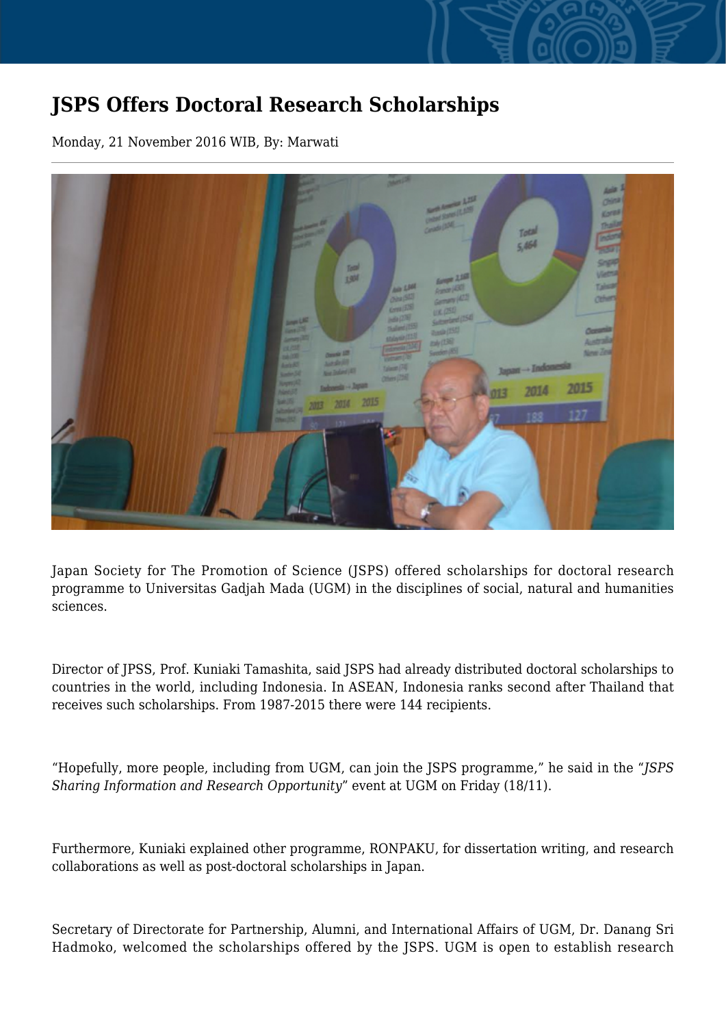# JSPS Offers Doctoral Research Scholarships

Monday, 21 November 2016 WIB, By: Marwati

Japan Society for The Promotion of Science (JSPS) offered scholarships for doctoral research programme to Universitas Gadjah Mada (UGM) in the disciplines of social, natural and humanities sciences.

Director of JPSS, Prof. Kuniaki Tamashita, said JSPS had already distributed doctoral scholarships to countries in the world, including Indonesia. In ASEAN, Indonesia ranks second after Thailand that receives such scholarships. From 1987-2015 there were 144 recipients.

“Hopefully, more people, including from UGM, can join the JSPS programme,” he said in the “*JSPS Sharing Information and Research Opportunity*” event at UGM on Friday (18/11).

Furthermore, Kuniaki explained other programme, RONPAKU, for dissertation writing, and research collaborations as well as post-doctoral scholarships in Japan.

Secretary of Directorate for Partnership, Alumni, and International Affairs of UGM, Dr. Danang Sri Hadmoko, welcomed the scholarships offered by the JSPS. UGM is open to establish research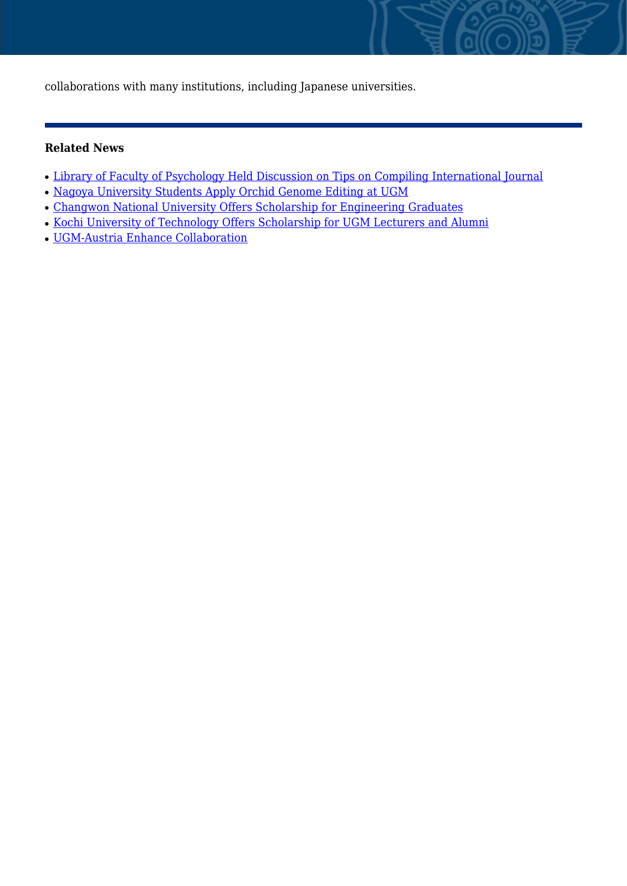collaborations with many institutions, including Japanese universities.

---

**Related News**

- Library of Faculty of Psychology Held Discussion on Tips on Compiling International Journal
- Nagoya University Students Apply Orchid Genome Editing at UGM
- Changwon National University Offers Scholarship for Engineering Graduates
- Kochi University of Technology Offers Scholarship for UGM Lecturers and Alumni
- UGM-Austria Enhance Collaboration